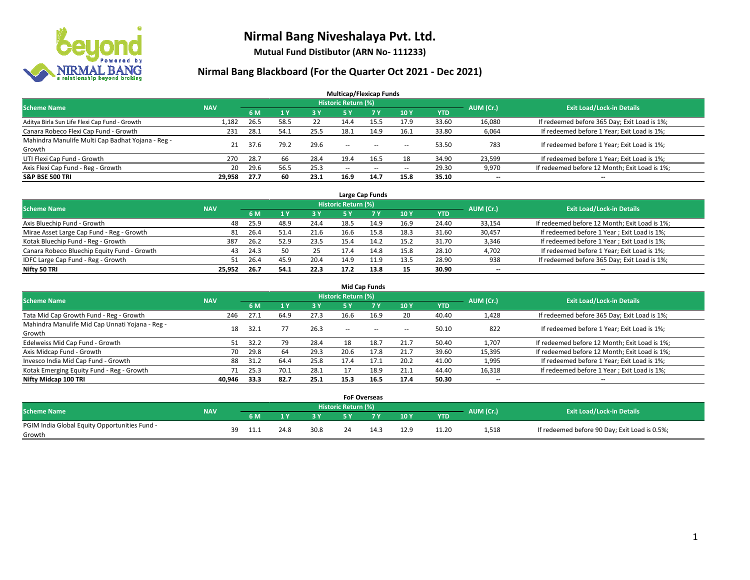# Nirmal Bang Niveshalaya Pvt. Ltd.

**Mutual Fund Distibutor (ARN No- 111233)**

## Nirmal Bang Blackboard (For the Quarter Oct 2021 - Dec 2021)

### Multicap/Flexicap Funds

| Scheme Name | NAV | Historic Return (%) | | | | | | | AUM (Cr.) | Exit Load/Lock-in Details |
|---|---|---|---|---|---|---|---|---|---|---|
| | | 6 M | 1 Y | 3 Y | 5 Y | 7 Y | 10 Y | YTD | | |
| Aditya Birla Sun Life Flexi Cap Fund - Growth | 1,182 | 26.5 | 58.5 | 22 | 14.4 | 15.5 | 17.9 | 33.60 | 16,080 | If redeemed before 365 Day; Exit Load is 1%; |
| Canara Robeco Flexi Cap Fund - Growth | 231 | 28.1 | 54.1 | 25.5 | 18.1 | 14.9 | 16.1 | 33.80 | 6,064 | If redeemed before 1 Year; Exit Load is 1%; |
| Mahindra Manulife Multi Cap Badhat Yojana - Reg - Growth | 21 | 37.6 | 79.2 | 29.6 | -- | -- | -- | 53.50 | 783 | If redeemed before 1 Year; Exit Load is 1%; |
| UTI Flexi Cap Fund - Growth | 270 | 28.7 | 66 | 28.4 | 19.4 | 16.5 | 18 | 34.90 | 23,599 | If redeemed before 1 Year; Exit Load is 1%; |
| Axis Flexi Cap Fund - Reg - Growth | 20 | 29.6 | 56.5 | 25.3 | -- | -- | -- | 29.30 | 9,970 | If redeemed before 12 Month; Exit Load is 1%; |
| **S&P BSE 500 TRI** | **29,958** | **27.7** | **60** | **23.1** | **16.9** | **14.7** | **15.8** | **35.10** | **--** | **--** |

### Large Cap Funds

| Scheme Name | NAV | Historic Return (%) | | | | | | | AUM (Cr.) | Exit Load/Lock-in Details |
|---|---|---|---|---|---|---|---|---|---|---|
| | | 6 M | 1 Y | 3 Y | 5 Y | 7 Y | 10 Y | YTD | | |
| Axis Bluechip Fund - Growth | 48 | 25.9 | 48.9 | 24.4 | 18.5 | 14.9 | 16.9 | 24.40 | 33,154 | If redeemed before 12 Month; Exit Load is 1%; |
| Mirae Asset Large Cap Fund - Reg - Growth | 81 | 26.4 | 51.4 | 21.6 | 16.6 | 15.8 | 18.3 | 31.60 | 30,457 | If redeemed before 1 Year ; Exit Load is 1%; |
| Kotak Bluechip Fund - Reg - Growth | 387 | 26.2 | 52.9 | 23.5 | 15.4 | 14.2 | 15.2 | 31.70 | 3,346 | If redeemed before 1 Year ; Exit Load is 1%; |
| Canara Robeco Bluechip Equity Fund - Growth | 43 | 24.3 | 50 | 25 | 17.4 | 14.8 | 15.8 | 28.10 | 4,702 | If redeemed before 1 Year; Exit Load is 1%; |
| IDFC Large Cap Fund - Reg - Growth | 51 | 26.4 | 45.9 | 20.4 | 14.9 | 11.9 | 13.5 | 28.90 | 938 | If redeemed before 365 Day; Exit Load is 1%; |
| **Nifty 50 TRI** | **25,952** | **26.7** | **54.1** | **22.3** | **17.2** | **13.8** | **15** | **30.90** | **--** | **--** |

### Mid Cap Funds

| Scheme Name | NAV | Historic Return (%) | | | | | | | AUM (Cr.) | Exit Load/Lock-in Details |
|---|---|---|---|---|---|---|---|---|---|---|
| | | 6 M | 1 Y | 3 Y | 5 Y | 7 Y | 10 Y | YTD | | |
| Tata Mid Cap Growth Fund - Reg - Growth | 246 | 27.1 | 64.9 | 27.3 | 16.6 | 16.9 | 20 | 40.40 | 1,428 | If redeemed before 365 Day; Exit Load is 1%; |
| Mahindra Manulife Mid Cap Unnati Yojana - Reg - Growth | 18 | 32.1 | 77 | 26.3 | -- | -- | -- | 50.10 | 822 | If redeemed before 1 Year; Exit Load is 1%; |
| Edelweiss Mid Cap Fund - Growth | 51 | 32.2 | 79 | 28.4 | 18 | 18.7 | 21.7 | 50.40 | 1,707 | If redeemed before 12 Month; Exit Load is 1%; |
| Axis Midcap Fund - Growth | 70 | 29.8 | 64 | 29.3 | 20.6 | 17.8 | 21.7 | 39.60 | 15,395 | If redeemed before 12 Month; Exit Load is 1%; |
| Invesco India Mid Cap Fund - Growth | 88 | 31.2 | 64.4 | 25.8 | 17.4 | 17.1 | 20.2 | 41.00 | 1,995 | If redeemed before 1 Year; Exit Load is 1%; |
| Kotak Emerging Equity Fund - Reg - Growth | 71 | 25.3 | 70.1 | 28.1 | 17 | 18.9 | 21.1 | 44.40 | 16,318 | If redeemed before 1 Year ; Exit Load is 1%; |
| **Nifty Midcap 100 TRI** | **40,946** | **33.3** | **82.7** | **25.1** | **15.3** | **16.5** | **17.4** | **50.30** | **--** | **--** |

### FoF Overseas

| Scheme Name | NAV | Historic Return (%) | | | | | | | AUM (Cr.) | Exit Load/Lock-in Details |
|---|---|---|---|---|---|---|---|---|---|---|
| | | 6 M | 1 Y | 3 Y | 5 Y | 7 Y | 10 Y | YTD | | |
| PGIM India Global Equity Opportunities Fund - Growth | 39 | 11.1 | 24.8 | 30.8 | 24 | 14.3 | 12.9 | 11.20 | 1,518 | If redeemed before 90 Day; Exit Load is 0.5%; |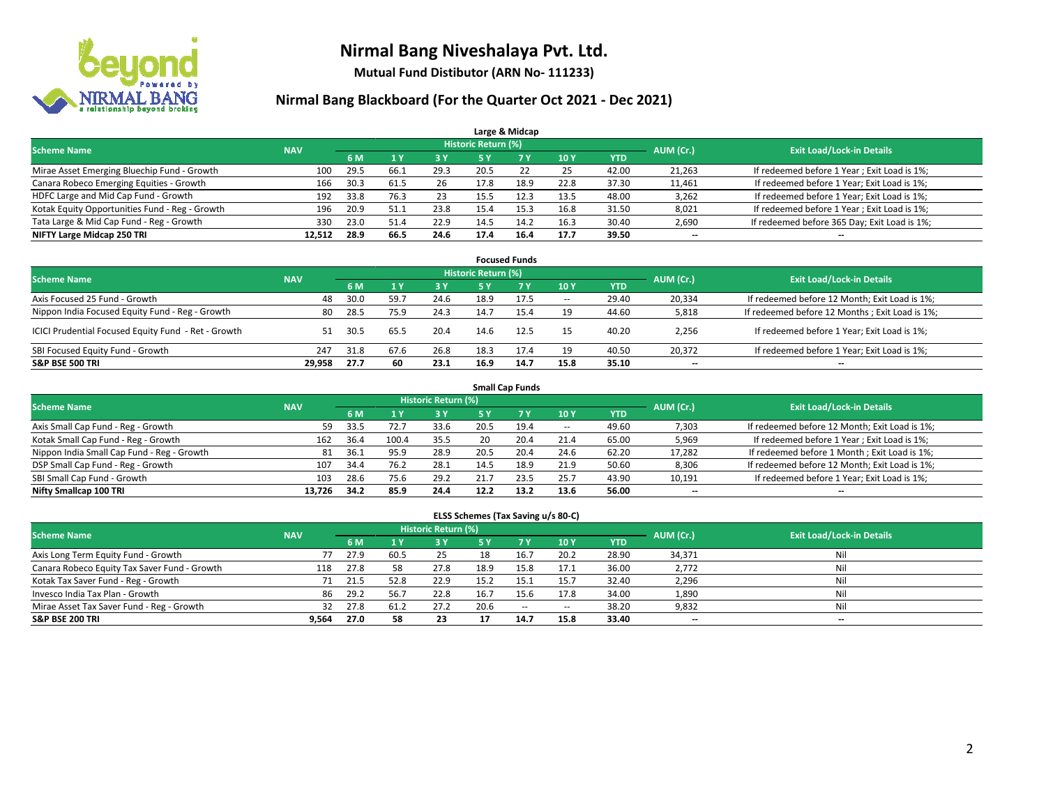# Nirmal Bang Niveshalaya Pvt. Ltd.

**Mutual Fund Distibutor (ARN No- 111233)**

## Nirmal Bang Blackboard (For the Quarter Oct 2021 - Dec 2021)

### Large & Midcap

| Scheme Name | NAV | Historic Return (%) | | | | | | | AUM (Cr.) | Exit Load/Lock-in Details |
|---|---|---|---|---|---|---|---|---|---|---|
| | | 6 M | 1 Y | 3 Y | 5 Y | 7 Y | 10 Y | YTD | | |
| Mirae Asset Emerging Bluechip Fund - Growth | 100 | 29.5 | 66.1 | 29.3 | 20.5 | 22 | 25 | 42.00 | 21,263 | If redeemed before 1 Year ; Exit Load is 1%; |
| Canara Robeco Emerging Equities - Growth | 166 | 30.3 | 61.5 | 26 | 17.8 | 18.9 | 22.8 | 37.30 | 11,461 | If redeemed before 1 Year; Exit Load is 1%; |
| HDFC Large and Mid Cap Fund - Growth | 192 | 33.8 | 76.3 | 23 | 15.5 | 12.3 | 13.5 | 48.00 | 3,262 | If redeemed before 1 Year; Exit Load is 1%; |
| Kotak Equity Opportunities Fund - Reg - Growth | 196 | 20.9 | 51.1 | 23.8 | 15.4 | 15.3 | 16.8 | 31.50 | 8,021 | If redeemed before 1 Year ; Exit Load is 1%; |
| Tata Large & Mid Cap Fund - Reg - Growth | 330 | 23.0 | 51.4 | 22.9 | 14.5 | 14.2 | 16.3 | 30.40 | 2,690 | If redeemed before 365 Day; Exit Load is 1%; |
| **NIFTY Large Midcap 250 TRI** | **12,512** | **28.9** | **66.5** | **24.6** | **17.4** | **16.4** | **17.7** | **39.50** | **--** | **--** |

### Focused Funds

| Scheme Name | NAV | Historic Return (%) | | | | | | | AUM (Cr.) | Exit Load/Lock-in Details |
|---|---|---|---|---|---|---|---|---|---|---|
| | | 6 M | 1 Y | 3 Y | 5 Y | 7 Y | 10 Y | YTD | | |
| Axis Focused 25 Fund - Growth | 48 | 30.0 | 59.7 | 24.6 | 18.9 | 17.5 | -- | 29.40 | 20,334 | If redeemed before 12 Month; Exit Load is 1%; |
| Nippon India Focused Equity Fund - Reg - Growth | 80 | 28.5 | 75.9 | 24.3 | 14.7 | 15.4 | 19 | 44.60 | 5,818 | If redeemed before 12 Months ; Exit Load is 1%; |
| ICICI Prudential Focused Equity Fund - Ret - Growth | 51 | 30.5 | 65.5 | 20.4 | 14.6 | 12.5 | 15 | 40.20 | 2,256 | If redeemed before 1 Year; Exit Load is 1%; |
| SBI Focused Equity Fund - Growth | 247 | 31.8 | 67.6 | 26.8 | 18.3 | 17.4 | 19 | 40.50 | 20,372 | If redeemed before 1 Year; Exit Load is 1%; |
| **S&P BSE 500 TRI** | **29,958** | **27.7** | **60** | **23.1** | **16.9** | **14.7** | **15.8** | **35.10** | **--** | **--** |

### Small Cap Funds

| Scheme Name | NAV | Historic Return (%) | | | | | | | AUM (Cr.) | Exit Load/Lock-in Details |
|---|---|---|---|---|---|---|---|---|---|---|
| | | 6 M | 1 Y | 3 Y | 5 Y | 7 Y | 10 Y | YTD | | |
| Axis Small Cap Fund - Reg - Growth | 59 | 33.5 | 72.7 | 33.6 | 20.5 | 19.4 | -- | 49.60 | 7,303 | If redeemed before 12 Month; Exit Load is 1%; |
| Kotak Small Cap Fund - Reg - Growth | 162 | 36.4 | 100.4 | 35.5 | 20 | 20.4 | 21.4 | 65.00 | 5,969 | If redeemed before 1 Year ; Exit Load is 1%; |
| Nippon India Small Cap Fund - Reg - Growth | 81 | 36.1 | 95.9 | 28.9 | 20.5 | 20.4 | 24.6 | 62.20 | 17,282 | If redeemed before 1 Month ; Exit Load is 1%; |
| DSP Small Cap Fund - Reg - Growth | 107 | 34.4 | 76.2 | 28.1 | 14.5 | 18.9 | 21.9 | 50.60 | 8,306 | If redeemed before 12 Month; Exit Load is 1%; |
| SBI Small Cap Fund - Growth | 103 | 28.6 | 75.6 | 29.2 | 21.7 | 23.5 | 25.7 | 43.90 | 10,191 | If redeemed before 1 Year; Exit Load is 1%; |
| **Nifty Smallcap 100 TRI** | **13,726** | **34.2** | **85.9** | **24.4** | **12.2** | **13.2** | **13.6** | **56.00** | **--** | **--** |

### ELSS Schemes (Tax Saving u/s 80-C)

| Scheme Name | NAV | Historic Return (%) | | | | | | | AUM (Cr.) | Exit Load/Lock-in Details |
|---|---|---|---|---|---|---|---|---|---|---|
| | | 6 M | 1 Y | 3 Y | 5 Y | 7 Y | 10 Y | YTD | | |
| Axis Long Term Equity Fund - Growth | 77 | 27.9 | 60.5 | 25 | 18 | 16.7 | 20.2 | 28.90 | 34,371 | Nil |
| Canara Robeco Equity Tax Saver Fund - Growth | 118 | 27.8 | 58 | 27.8 | 18.9 | 15.8 | 17.1 | 36.00 | 2,772 | Nil |
| Kotak Tax Saver Fund - Reg - Growth | 71 | 21.5 | 52.8 | 22.9 | 15.2 | 15.1 | 15.7 | 32.40 | 2,296 | Nil |
| Invesco India Tax Plan - Growth | 86 | 29.2 | 56.7 | 22.8 | 16.7 | 15.6 | 17.8 | 34.00 | 1,890 | Nil |
| Mirae Asset Tax Saver Fund - Reg - Growth | 32 | 27.8 | 61.2 | 27.2 | 20.6 | -- | -- | 38.20 | 9,832 | Nil |
| **S&P BSE 200 TRI** | **9,564** | **27.0** | **58** | **23** | **17** | **14.7** | **15.8** | **33.40** | **--** | **--** |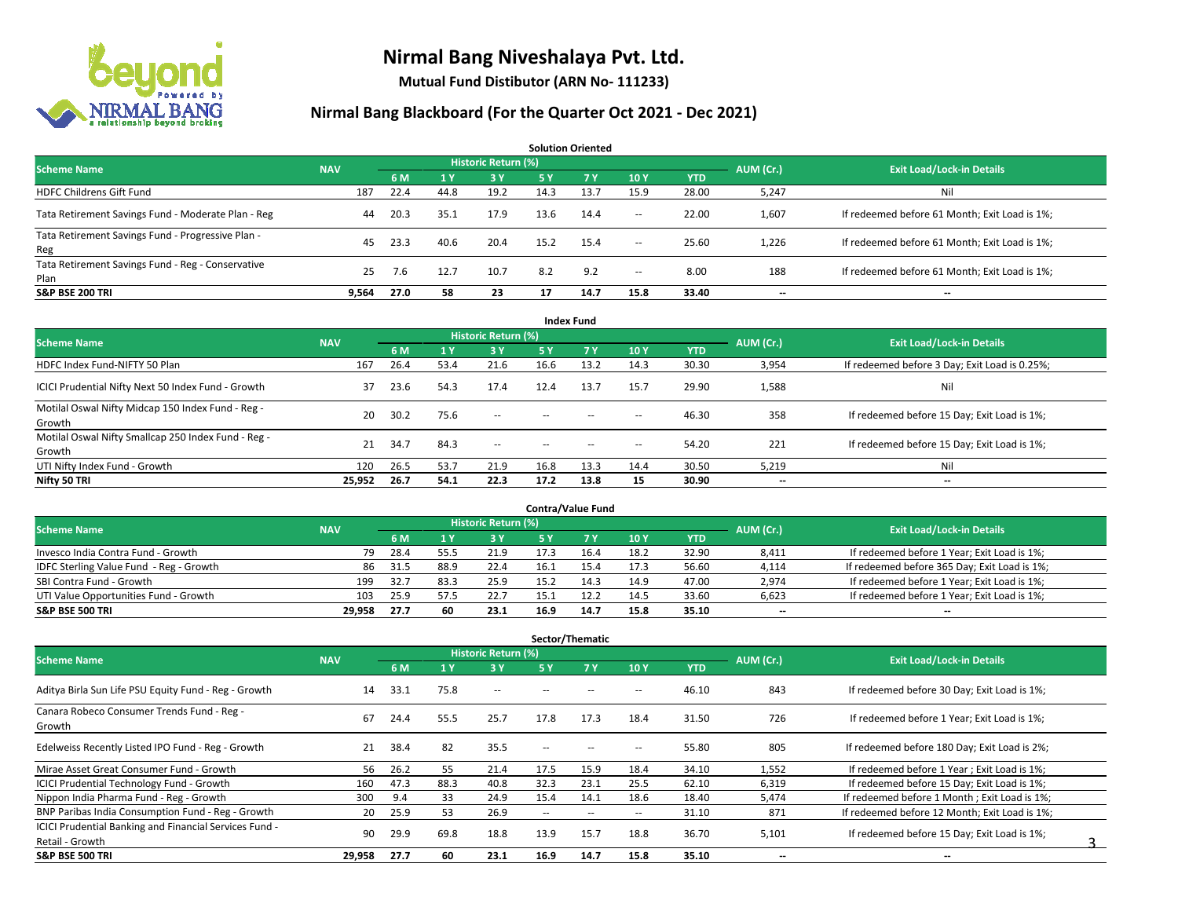# Nirmal Bang Niveshalaya Pvt. Ltd.

**Mutual Fund Distibutor (ARN No- 111233)**

## Nirmal Bang Blackboard (For the Quarter Oct 2021 - Dec 2021)

### Solution Oriented

| Scheme Name | NAV | Historic Return (%) | | | | | | | AUM (Cr.) | Exit Load/Lock-in Details |
|---|---|---|---|---|---|---|---|---|---|---|
| | | 6 M | 1 Y | 3 Y | 5 Y | 7 Y | 10 Y | YTD | | |
| HDFC Childrens Gift Fund | 187 | 22.4 | 44.8 | 19.2 | 14.3 | 13.7 | 15.9 | 28.00 | 5,247 | Nil |
| Tata Retirement Savings Fund - Moderate Plan - Reg | 44 | 20.3 | 35.1 | 17.9 | 13.6 | 14.4 | -- | 22.00 | 1,607 | If redeemed before 61 Month; Exit Load is 1%; |
| Tata Retirement Savings Fund - Progressive Plan - Reg | 45 | 23.3 | 40.6 | 20.4 | 15.2 | 15.4 | -- | 25.60 | 1,226 | If redeemed before 61 Month; Exit Load is 1%; |
| Tata Retirement Savings Fund - Reg - Conservative Plan | 25 | 7.6 | 12.7 | 10.7 | 8.2 | 9.2 | -- | 8.00 | 188 | If redeemed before 61 Month; Exit Load is 1%; |
| **S&P BSE 200 TRI** | **9,564** | **27.0** | **58** | **23** | **17** | **14.7** | **15.8** | **33.40** | **--** | **--** |

### Index Fund

| Scheme Name | NAV | Historic Return (%) | | | | | | | AUM (Cr.) | Exit Load/Lock-in Details |
|---|---|---|---|---|---|---|---|---|---|---|
| | | 6 M | 1 Y | 3 Y | 5 Y | 7 Y | 10 Y | YTD | | |
| HDFC Index Fund-NIFTY 50 Plan | 167 | 26.4 | 53.4 | 21.6 | 16.6 | 13.2 | 14.3 | 30.30 | 3,954 | If redeemed before 3 Day; Exit Load is 0.25%; |
| ICICI Prudential Nifty Next 50 Index Fund - Growth | 37 | 23.6 | 54.3 | 17.4 | 12.4 | 13.7 | 15.7 | 29.90 | 1,588 | Nil |
| Motilal Oswal Nifty Midcap 150 Index Fund - Reg - Growth | 20 | 30.2 | 75.6 | -- | -- | -- | -- | 46.30 | 358 | If redeemed before 15 Day; Exit Load is 1%; |
| Motilal Oswal Nifty Smallcap 250 Index Fund - Reg - Growth | 21 | 34.7 | 84.3 | -- | -- | -- | -- | 54.20 | 221 | If redeemed before 15 Day; Exit Load is 1%; |
| UTI Nifty Index Fund - Growth | 120 | 26.5 | 53.7 | 21.9 | 16.8 | 13.3 | 14.4 | 30.50 | 5,219 | Nil |
| **Nifty 50 TRI** | **25,952** | **26.7** | **54.1** | **22.3** | **17.2** | **13.8** | **15** | **30.90** | **--** | **--** |

### Contra/Value Fund

| Scheme Name | NAV | Historic Return (%) | | | | | | | AUM (Cr.) | Exit Load/Lock-in Details |
|---|---|---|---|---|---|---|---|---|---|---|
| | | 6 M | 1 Y | 3 Y | 5 Y | 7 Y | 10 Y | YTD | | |
| Invesco India Contra Fund - Growth | 79 | 28.4 | 55.5 | 21.9 | 17.3 | 16.4 | 18.2 | 32.90 | 8,411 | If redeemed before 1 Year; Exit Load is 1%; |
| IDFC Sterling Value Fund - Reg - Growth | 86 | 31.5 | 88.9 | 22.4 | 16.1 | 15.4 | 17.3 | 56.60 | 4,114 | If redeemed before 365 Day; Exit Load is 1%; |
| SBI Contra Fund - Growth | 199 | 32.7 | 83.3 | 25.9 | 15.2 | 14.3 | 14.9 | 47.00 | 2,974 | If redeemed before 1 Year; Exit Load is 1%; |
| UTI Value Opportunities Fund - Growth | 103 | 25.9 | 57.5 | 22.7 | 15.1 | 12.2 | 14.5 | 33.60 | 6,623 | If redeemed before 1 Year; Exit Load is 1%; |
| **S&P BSE 500 TRI** | **29,958** | **27.7** | **60** | **23.1** | **16.9** | **14.7** | **15.8** | **35.10** | **--** | **--** |

### Sector/Thematic

| Scheme Name | NAV | Historic Return (%) | | | | | | | AUM (Cr.) | Exit Load/Lock-in Details |
|---|---|---|---|---|---|---|---|---|---|---|
| | | 6 M | 1 Y | 3 Y | 5 Y | 7 Y | 10 Y | YTD | | |
| Aditya Birla Sun Life PSU Equity Fund - Reg - Growth | 14 | 33.1 | 75.8 | -- | -- | -- | -- | 46.10 | 843 | If redeemed before 30 Day; Exit Load is 1%; |
| Canara Robeco Consumer Trends Fund - Reg - Growth | 67 | 24.4 | 55.5 | 25.7 | 17.8 | 17.3 | 18.4 | 31.50 | 726 | If redeemed before 1 Year; Exit Load is 1%; |
| Edelweiss Recently Listed IPO Fund - Reg - Growth | 21 | 38.4 | 82 | 35.5 | -- | -- | -- | 55.80 | 805 | If redeemed before 180 Day; Exit Load is 2%; |
| Mirae Asset Great Consumer Fund - Growth | 56 | 26.2 | 55 | 21.4 | 17.5 | 15.9 | 18.4 | 34.10 | 1,552 | If redeemed before 1 Year ; Exit Load is 1%; |
| ICICI Prudential Technology Fund - Growth | 160 | 47.3 | 88.3 | 40.8 | 32.3 | 23.1 | 25.5 | 62.10 | 6,319 | If redeemed before 15 Day; Exit Load is 1%; |
| Nippon India Pharma Fund - Reg - Growth | 300 | 9.4 | 33 | 24.9 | 15.4 | 14.1 | 18.6 | 18.40 | 5,474 | If redeemed before 1 Month ; Exit Load is 1%; |
| BNP Paribas India Consumption Fund - Reg - Growth | 20 | 25.9 | 53 | 26.9 | -- | -- | -- | 31.10 | 871 | If redeemed before 12 Month; Exit Load is 1%; |
| ICICI Prudential Banking and Financial Services Fund - Retail - Growth | 90 | 29.9 | 69.8 | 18.8 | 13.9 | 15.7 | 18.8 | 36.70 | 5,101 | If redeemed before 15 Day; Exit Load is 1%; |
| **S&P BSE 500 TRI** | **29,958** | **27.7** | **60** | **23.1** | **16.9** | **14.7** | **15.8** | **35.10** | **--** | **--** |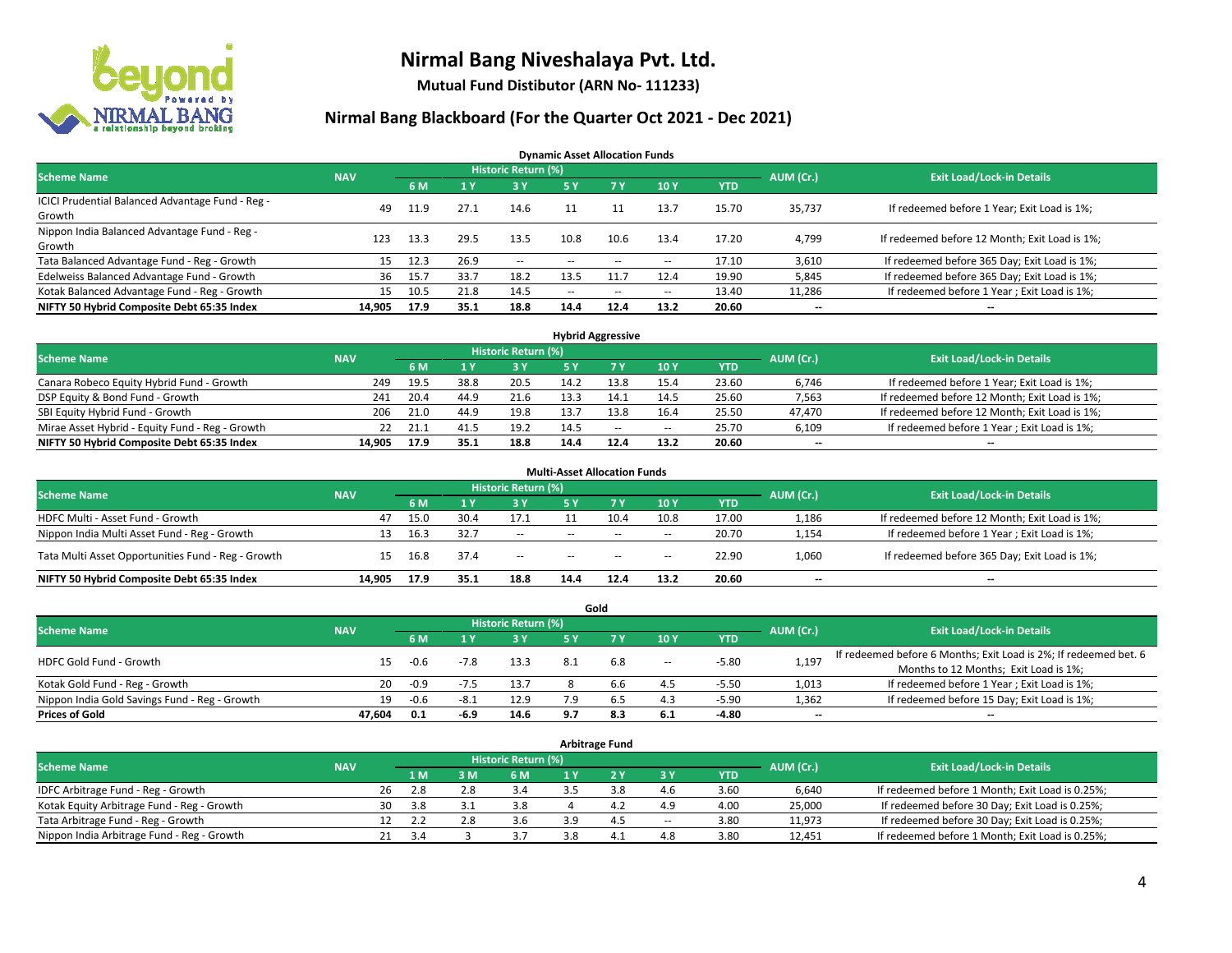# Nirmal Bang Niveshalaya Pvt. Ltd.

**Mutual Fund Distibutor (ARN No- 111233)**

## Nirmal Bang Blackboard (For the Quarter Oct 2021 - Dec 2021)

### Dynamic Asset Allocation Funds

| Scheme Name | NAV | Historic Return (%) | | | | | | | AUM (Cr.) | Exit Load/Lock-in Details |
|---|---|---|---|---|---|---|---|---|---|---|
| | | 6 M | 1 Y | 3 Y | 5 Y | 7 Y | 10 Y | YTD | | |
| ICICI Prudential Balanced Advantage Fund - Reg - Growth | 49 | 11.9 | 27.1 | 14.6 | 11 | 11 | 13.7 | 15.70 | 35,737 | If redeemed before 1 Year; Exit Load is 1%; |
| Nippon India Balanced Advantage Fund - Reg - Growth | 123 | 13.3 | 29.5 | 13.5 | 10.8 | 10.6 | 13.4 | 17.20 | 4,799 | If redeemed before 12 Month; Exit Load is 1%; |
| Tata Balanced Advantage Fund - Reg - Growth | 15 | 12.3 | 26.9 | -- | -- | -- | -- | 17.10 | 3,610 | If redeemed before 365 Day; Exit Load is 1%; |
| Edelweiss Balanced Advantage Fund - Growth | 36 | 15.7 | 33.7 | 18.2 | 13.5 | 11.7 | 12.4 | 19.90 | 5,845 | If redeemed before 365 Day; Exit Load is 1%; |
| Kotak Balanced Advantage Fund - Reg - Growth | 15 | 10.5 | 21.8 | 14.5 | -- | -- | -- | 13.40 | 11,286 | If redeemed before 1 Year ; Exit Load is 1%; |
| **NIFTY 50 Hybrid Composite Debt 65:35 Index** | **14,905** | **17.9** | **35.1** | **18.8** | **14.4** | **12.4** | **13.2** | **20.60** | **--** | **--** |

### Hybrid Aggressive

| Scheme Name | NAV | Historic Return (%) | | | | | | | AUM (Cr.) | Exit Load/Lock-in Details |
|---|---|---|---|---|---|---|---|---|---|---|
| | | 6 M | 1 Y | 3 Y | 5 Y | 7 Y | 10 Y | YTD | | |
| Canara Robeco Equity Hybrid Fund - Growth | 249 | 19.5 | 38.8 | 20.5 | 14.2 | 13.8 | 15.4 | 23.60 | 6,746 | If redeemed before 1 Year; Exit Load is 1%; |
| DSP Equity & Bond Fund - Growth | 241 | 20.4 | 44.9 | 21.6 | 13.3 | 14.1 | 14.5 | 25.60 | 7,563 | If redeemed before 12 Month; Exit Load is 1%; |
| SBI Equity Hybrid Fund - Growth | 206 | 21.0 | 44.9 | 19.8 | 13.7 | 13.8 | 16.4 | 25.50 | 47,470 | If redeemed before 12 Month; Exit Load is 1%; |
| Mirae Asset Hybrid - Equity Fund - Reg - Growth | 22 | 21.1 | 41.5 | 19.2 | 14.5 | -- | -- | 25.70 | 6,109 | If redeemed before 1 Year ; Exit Load is 1%; |
| **NIFTY 50 Hybrid Composite Debt 65:35 Index** | **14,905** | **17.9** | **35.1** | **18.8** | **14.4** | **12.4** | **13.2** | **20.60** | **--** | **--** |

### Multi-Asset Allocation Funds

| Scheme Name | NAV | Historic Return (%) | | | | | | | AUM (Cr.) | Exit Load/Lock-in Details |
|---|---|---|---|---|---|---|---|---|---|---|
| | | 6 M | 1 Y | 3 Y | 5 Y | 7 Y | 10 Y | YTD | | |
| HDFC Multi - Asset Fund - Growth | 47 | 15.0 | 30.4 | 17.1 | 11 | 10.4 | 10.8 | 17.00 | 1,186 | If redeemed before 12 Month; Exit Load is 1%; |
| Nippon India Multi Asset Fund - Reg - Growth | 13 | 16.3 | 32.7 | -- | -- | -- | -- | 20.70 | 1,154 | If redeemed before 1 Year ; Exit Load is 1%; |
| Tata Multi Asset Opportunities Fund - Reg - Growth | 15 | 16.8 | 37.4 | -- | -- | -- | -- | 22.90 | 1,060 | If redeemed before 365 Day; Exit Load is 1%; |
| **NIFTY 50 Hybrid Composite Debt 65:35 Index** | **14,905** | **17.9** | **35.1** | **18.8** | **14.4** | **12.4** | **13.2** | **20.60** | **--** | **--** |

### Gold

| Scheme Name | NAV | Historic Return (%) | | | | | | | AUM (Cr.) | Exit Load/Lock-in Details |
|---|---|---|---|---|---|---|---|---|---|---|
| | | 6 M | 1 Y | 3 Y | 5 Y | 7 Y | 10 Y | YTD | | |
| HDFC Gold Fund - Growth | 15 | -0.6 | -7.8 | 13.3 | 8.1 | 6.8 | -- | -5.80 | 1,197 | If redeemed before 6 Months; Exit Load is 2%; If redeemed bet. 6 Months to 12 Months; Exit Load is 1%; |
| Kotak Gold Fund - Reg - Growth | 20 | -0.9 | -7.5 | 13.7 | 8 | 6.6 | 4.5 | -5.50 | 1,013 | If redeemed before 1 Year ; Exit Load is 1%; |
| Nippon India Gold Savings Fund - Reg - Growth | 19 | -0.6 | -8.1 | 12.9 | 7.9 | 6.5 | 4.3 | -5.90 | 1,362 | If redeemed before 15 Day; Exit Load is 1%; |
| **Prices of Gold** | **47,604** | **0.1** | **-6.9** | **14.6** | **9.7** | **8.3** | **6.1** | **-4.80** | **--** | **--** |

### Arbitrage Fund

| Scheme Name | NAV | Historic Return (%) | | | | | | | AUM (Cr.) | Exit Load/Lock-in Details |
|---|---|---|---|---|---|---|---|---|---|---|
| | | 1 M | 3 M | 6 M | 1 Y | 2 Y | 3 Y | YTD | | |
| IDFC Arbitrage Fund - Reg - Growth | 26 | 2.8 | 2.8 | 3.4 | 3.5 | 3.8 | 4.6 | 3.60 | 6,640 | If redeemed before 1 Month; Exit Load is 0.25%; |
| Kotak Equity Arbitrage Fund - Reg - Growth | 30 | 3.8 | 3.1 | 3.8 | 4 | 4.2 | 4.9 | 4.00 | 25,000 | If redeemed before 30 Day; Exit Load is 0.25%; |
| Tata Arbitrage Fund - Reg - Growth | 12 | 2.2 | 2.8 | 3.6 | 3.9 | 4.5 | -- | 3.80 | 11,973 | If redeemed before 30 Day; Exit Load is 0.25%; |
| Nippon India Arbitrage Fund - Reg - Growth | 21 | 3.4 | 3 | 3.7 | 3.8 | 4.1 | 4.8 | 3.80 | 12,451 | If redeemed before 1 Month; Exit Load is 0.25%; |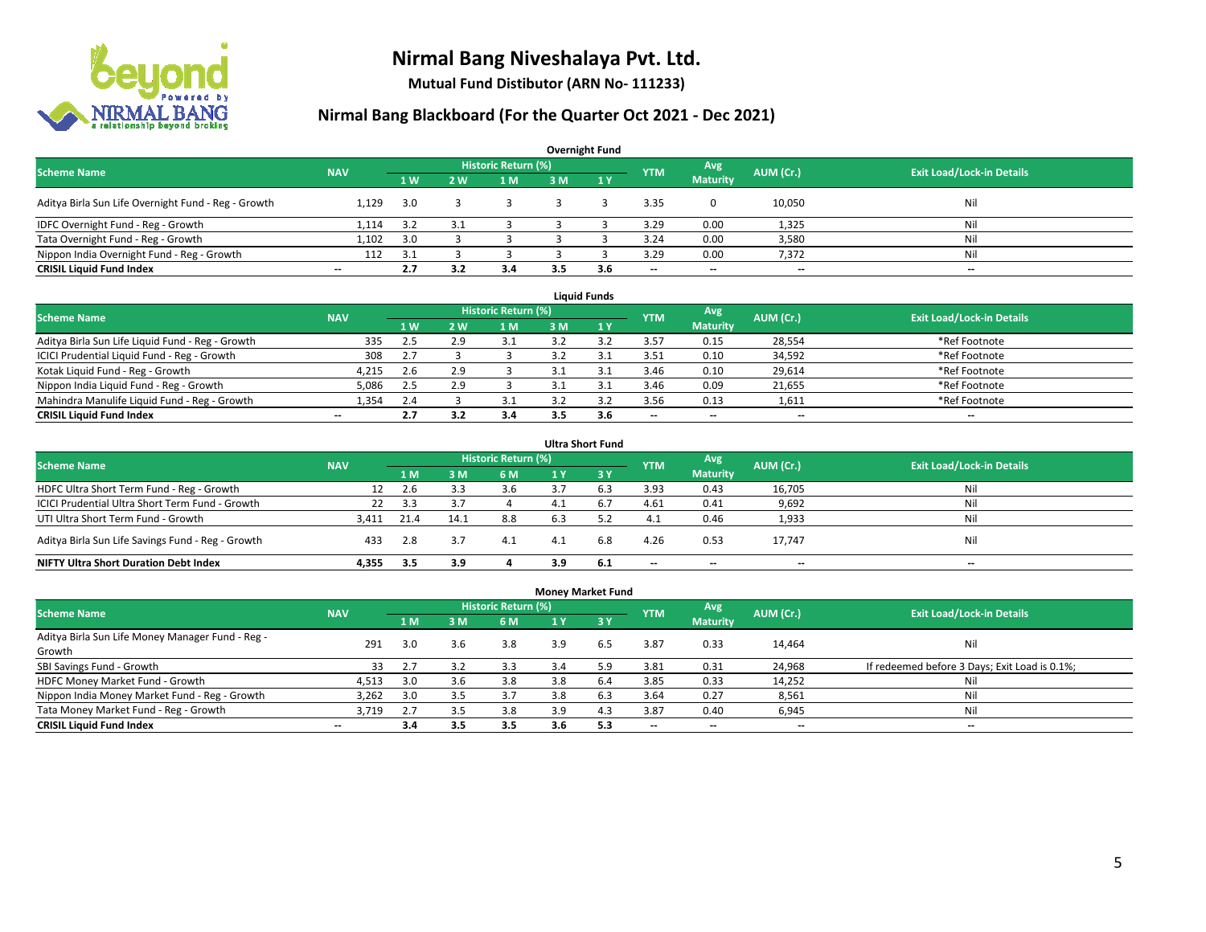# Nirmal Bang Niveshalaya Pvt. Ltd.

**Mutual Fund Distibutor (ARN No- 111233)**

## Nirmal Bang Blackboard (For the Quarter Oct 2021 - Dec 2021)

### Overnight Fund

| Scheme Name | NAV | Historic Return (%) | | | | | YTM | Avg Maturity | AUM (Cr.) | Exit Load/Lock-in Details |
|---|---|---|---|---|---|---|---|---|---|---|
| | | 1 W | 2 W | 1 M | 3 M | 1 Y | | | | |
| Aditya Birla Sun Life Overnight Fund - Reg - Growth | 1,129 | 3.0 | 3 | 3 | 3 | 3 | 3.35 | 0 | 10,050 | Nil |
| IDFC Overnight Fund - Reg - Growth | 1,114 | 3.2 | 3.1 | 3 | 3 | 3 | 3.29 | 0.00 | 1,325 | Nil |
| Tata Overnight Fund - Reg - Growth | 1,102 | 3.0 | 3 | 3 | 3 | 3 | 3.24 | 0.00 | 3,580 | Nil |
| Nippon India Overnight Fund - Reg - Growth | 112 | 3.1 | 3 | 3 | 3 | 3 | 3.29 | 0.00 | 7,372 | Nil |
| **CRISIL Liquid Fund Index** | -- | **2.7** | **3.2** | **3.4** | **3.5** | **3.6** | -- | -- | -- | -- |

### Liquid Funds

| Scheme Name | NAV | Historic Return (%) | | | | | YTM | Avg Maturity | AUM (Cr.) | Exit Load/Lock-in Details |
|---|---|---|---|---|---|---|---|---|---|---|
| | | 1 W | 2 W | 1 M | 3 M | 1 Y | | | | |
| Aditya Birla Sun Life Liquid Fund - Reg - Growth | 335 | 2.5 | 2.9 | 3.1 | 3.2 | 3.2 | 3.57 | 0.15 | 28,554 | *Ref Footnote |
| ICICI Prudential Liquid Fund - Reg - Growth | 308 | 2.7 | 3 | 3 | 3.2 | 3.1 | 3.51 | 0.10 | 34,592 | *Ref Footnote |
| Kotak Liquid Fund - Reg - Growth | 4,215 | 2.6 | 2.9 | 3 | 3.1 | 3.1 | 3.46 | 0.10 | 29,614 | *Ref Footnote |
| Nippon India Liquid Fund - Reg - Growth | 5,086 | 2.5 | 2.9 | 3 | 3.1 | 3.1 | 3.46 | 0.09 | 21,655 | *Ref Footnote |
| Mahindra Manulife Liquid Fund - Reg - Growth | 1,354 | 2.4 | 3 | 3.1 | 3.2 | 3.2 | 3.56 | 0.13 | 1,611 | *Ref Footnote |
| **CRISIL Liquid Fund Index** | -- | **2.7** | **3.2** | **3.4** | **3.5** | **3.6** | -- | -- | -- | -- |

### Ultra Short Fund

| Scheme Name | NAV | Historic Return (%) | | | | | YTM | Avg Maturity | AUM (Cr.) | Exit Load/Lock-in Details |
|---|---|---|---|---|---|---|---|---|---|---|
| | | 1 M | 3 M | 6 M | 1 Y | 3 Y | | | | |
| HDFC Ultra Short Term Fund - Reg - Growth | 12 | 2.6 | 3.3 | 3.6 | 3.7 | 6.3 | 3.93 | 0.43 | 16,705 | Nil |
| ICICI Prudential Ultra Short Term Fund - Growth | 22 | 3.3 | 3.7 | 4 | 4.1 | 6.7 | 4.61 | 0.41 | 9,692 | Nil |
| UTI Ultra Short Term Fund - Growth | 3,411 | 21.4 | 14.1 | 8.8 | 6.3 | 5.2 | 4.1 | 0.46 | 1,933 | Nil |
| Aditya Birla Sun Life Savings Fund - Reg - Growth | 433 | 2.8 | 3.7 | 4.1 | 4.1 | 6.8 | 4.26 | 0.53 | 17,747 | Nil |
| **NIFTY Ultra Short Duration Debt Index** | **4,355** | **3.5** | **3.9** | **4** | **3.9** | **6.1** | -- | -- | -- | -- |

### Money Market Fund

| Scheme Name | NAV | Historic Return (%) | | | | | YTM | Avg Maturity | AUM (Cr.) | Exit Load/Lock-in Details |
|---|---|---|---|---|---|---|---|---|---|---|
| | | 1 M | 3 M | 6 M | 1 Y | 3 Y | | | | |
| Aditya Birla Sun Life Money Manager Fund - Reg - Growth | 291 | 3.0 | 3.6 | 3.8 | 3.9 | 6.5 | 3.87 | 0.33 | 14,464 | Nil |
| SBI Savings Fund - Growth | 33 | 2.7 | 3.2 | 3.3 | 3.4 | 5.9 | 3.81 | 0.31 | 24,968 | If redeemed before 3 Days; Exit Load is 0.1%; |
| HDFC Money Market Fund - Growth | 4,513 | 3.0 | 3.6 | 3.8 | 3.8 | 6.4 | 3.85 | 0.33 | 14,252 | Nil |
| Nippon India Money Market Fund - Reg - Growth | 3,262 | 3.0 | 3.5 | 3.7 | 3.8 | 6.3 | 3.64 | 0.27 | 8,561 | Nil |
| Tata Money Market Fund - Reg - Growth | 3,719 | 2.7 | 3.5 | 3.8 | 3.9 | 4.3 | 3.87 | 0.40 | 6,945 | Nil |
| **CRISIL Liquid Fund Index** | -- | **3.4** | **3.5** | **3.5** | **3.6** | **5.3** | -- | -- | -- | -- |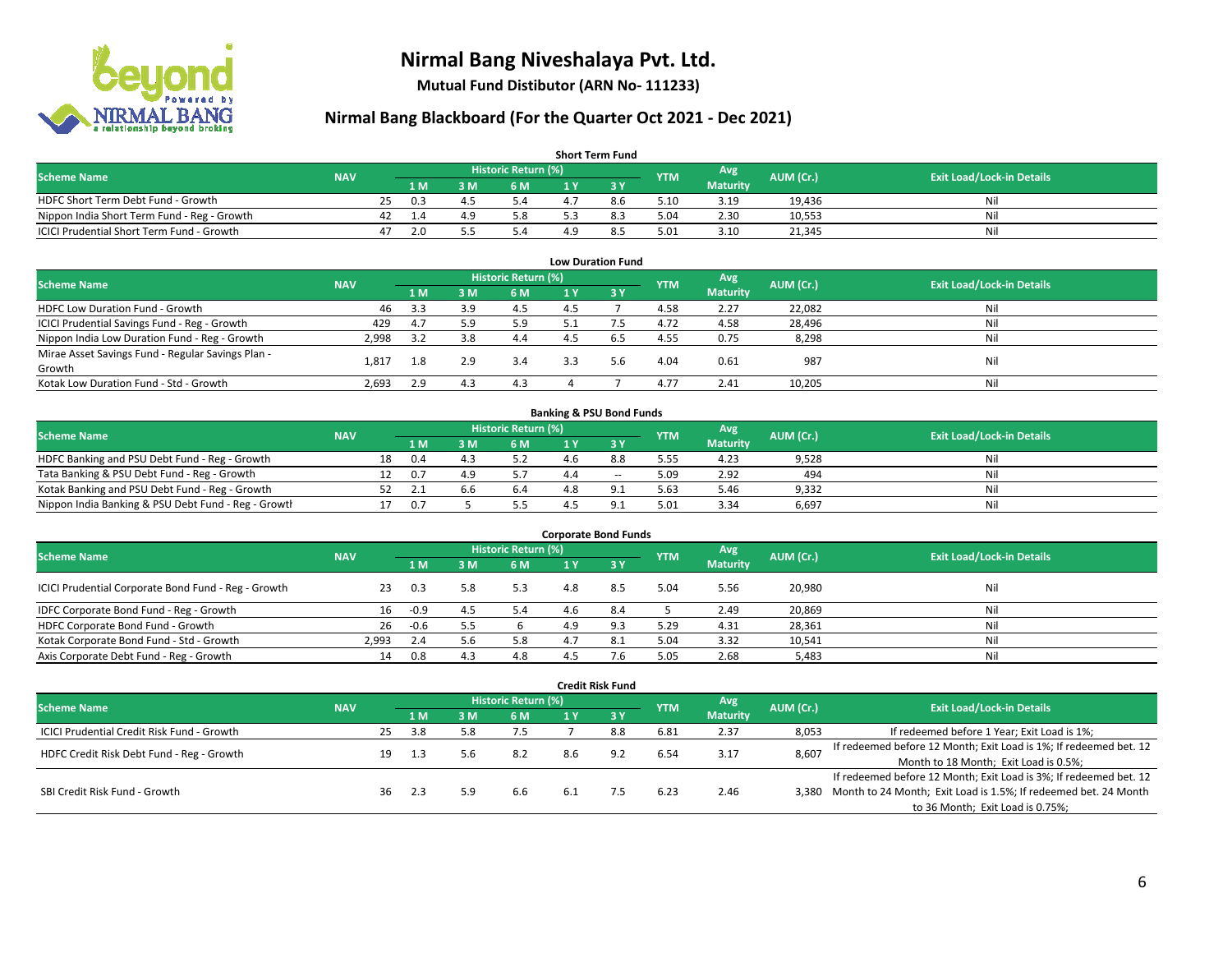# Nirmal Bang Niveshalaya Pvt. Ltd.

**Mutual Fund Distibutor (ARN No- 111233)**

## Nirmal Bang Blackboard (For the Quarter Oct 2021 - Dec 2021)

### Short Term Fund

| Scheme Name | NAV | Historic Return (%) | | | | | YTM | Avg Maturity | AUM (Cr.) | Exit Load/Lock-in Details |
|---|---|---|---|---|---|---|---|---|---|---|
| | | 1 M | 3 M | 6 M | 1 Y | 3 Y | | | | |
| HDFC Short Term Debt Fund - Growth | 25 | 0.3 | 4.5 | 5.4 | 4.7 | 8.6 | 5.10 | 3.19 | 19,436 | Nil |
| Nippon India Short Term Fund - Reg - Growth | 42 | 1.4 | 4.9 | 5.8 | 5.3 | 8.3 | 5.04 | 2.30 | 10,553 | Nil |
| ICICI Prudential Short Term Fund - Growth | 47 | 2.0 | 5.5 | 5.4 | 4.9 | 8.5 | 5.01 | 3.10 | 21,345 | Nil |

### Low Duration Fund

| Scheme Name | NAV | Historic Return (%) | | | | | YTM | Avg Maturity | AUM (Cr.) | Exit Load/Lock-in Details |
|---|---|---|---|---|---|---|---|---|---|---|
| | | 1 M | 3 M | 6 M | 1 Y | 3 Y | | | | |
| HDFC Low Duration Fund - Growth | 46 | 3.3 | 3.9 | 4.5 | 4.5 | 7 | 4.58 | 2.27 | 22,082 | Nil |
| ICICI Prudential Savings Fund - Reg - Growth | 429 | 4.7 | 5.9 | 5.9 | 5.1 | 7.5 | 4.72 | 4.58 | 28,496 | Nil |
| Nippon India Low Duration Fund - Reg - Growth | 2,998 | 3.2 | 3.8 | 4.4 | 4.5 | 6.5 | 4.55 | 0.75 | 8,298 | Nil |
| Mirae Asset Savings Fund - Regular Savings Plan - Growth | 1,817 | 1.8 | 2.9 | 3.4 | 3.3 | 5.6 | 4.04 | 0.61 | 987 | Nil |
| Kotak Low Duration Fund - Std - Growth | 2,693 | 2.9 | 4.3 | 4.3 | 4 | 7 | 4.77 | 2.41 | 10,205 | Nil |

### Banking & PSU Bond Funds

| Scheme Name | NAV | Historic Return (%) | | | | | YTM | Avg Maturity | AUM (Cr.) | Exit Load/Lock-in Details |
|---|---|---|---|---|---|---|---|---|---|---|
| | | 1 M | 3 M | 6 M | 1 Y | 3 Y | | | | |
| HDFC Banking and PSU Debt Fund - Reg - Growth | 18 | 0.4 | 4.3 | 5.2 | 4.6 | 8.8 | 5.55 | 4.23 | 9,528 | Nil |
| Tata Banking & PSU Debt Fund - Reg - Growth | 12 | 0.7 | 4.9 | 5.7 | 4.4 | -- | 5.09 | 2.92 | 494 | Nil |
| Kotak Banking and PSU Debt Fund - Reg - Growth | 52 | 2.1 | 6.6 | 6.4 | 4.8 | 9.1 | 5.63 | 5.46 | 9,332 | Nil |
| Nippon India Banking & PSU Debt Fund - Reg - Growth | 17 | 0.7 | 5 | 5.5 | 4.5 | 9.1 | 5.01 | 3.34 | 6,697 | Nil |

### Corporate Bond Funds

| Scheme Name | NAV | Historic Return (%) | | | | | YTM | Avg Maturity | AUM (Cr.) | Exit Load/Lock-in Details |
|---|---|---|---|---|---|---|---|---|---|---|
| | | 1 M | 3 M | 6 M | 1 Y | 3 Y | | | | |
| ICICI Prudential Corporate Bond Fund - Reg - Growth | 23 | 0.3 | 5.8 | 5.3 | 4.8 | 8.5 | 5.04 | 5.56 | 20,980 | Nil |
| IDFC Corporate Bond Fund - Reg - Growth | 16 | -0.9 | 4.5 | 5.4 | 4.6 | 8.4 | 5 | 2.49 | 20,869 | Nil |
| HDFC Corporate Bond Fund - Growth | 26 | -0.6 | 5.5 | 6 | 4.9 | 9.3 | 5.29 | 4.31 | 28,361 | Nil |
| Kotak Corporate Bond Fund - Std - Growth | 2,993 | 2.4 | 5.6 | 5.8 | 4.7 | 8.1 | 5.04 | 3.32 | 10,541 | Nil |
| Axis Corporate Debt Fund - Reg - Growth | 14 | 0.8 | 4.3 | 4.8 | 4.5 | 7.6 | 5.05 | 2.68 | 5,483 | Nil |

### Credit Risk Fund

| Scheme Name | NAV | Historic Return (%) | | | | | YTM | Avg Maturity | AUM (Cr.) | Exit Load/Lock-in Details |
|---|---|---|---|---|---|---|---|---|---|---|
| | | 1 M | 3 M | 6 M | 1 Y | 3 Y | | | | |
| ICICI Prudential Credit Risk Fund - Growth | 25 | 3.8 | 5.8 | 7.5 | 7 | 8.8 | 6.81 | 2.37 | 8,053 | If redeemed before 1 Year; Exit Load is 1%; |
| HDFC Credit Risk Debt Fund - Reg - Growth | 19 | 1.3 | 5.6 | 8.2 | 8.6 | 9.2 | 6.54 | 3.17 | 8,607 | If redeemed before 12 Month; Exit Load is 1%; If redeemed bet. 12 Month to 18 Month; Exit Load is 0.5%; |
| SBI Credit Risk Fund - Growth | 36 | 2.3 | 5.9 | 6.6 | 6.1 | 7.5 | 6.23 | 2.46 | 3,380 | If redeemed before 12 Month; Exit Load is 3%; If redeemed bet. 12 Month to 24 Month; Exit Load is 1.5%; If redeemed bet. 24 Month to 36 Month; Exit Load is 0.75%; |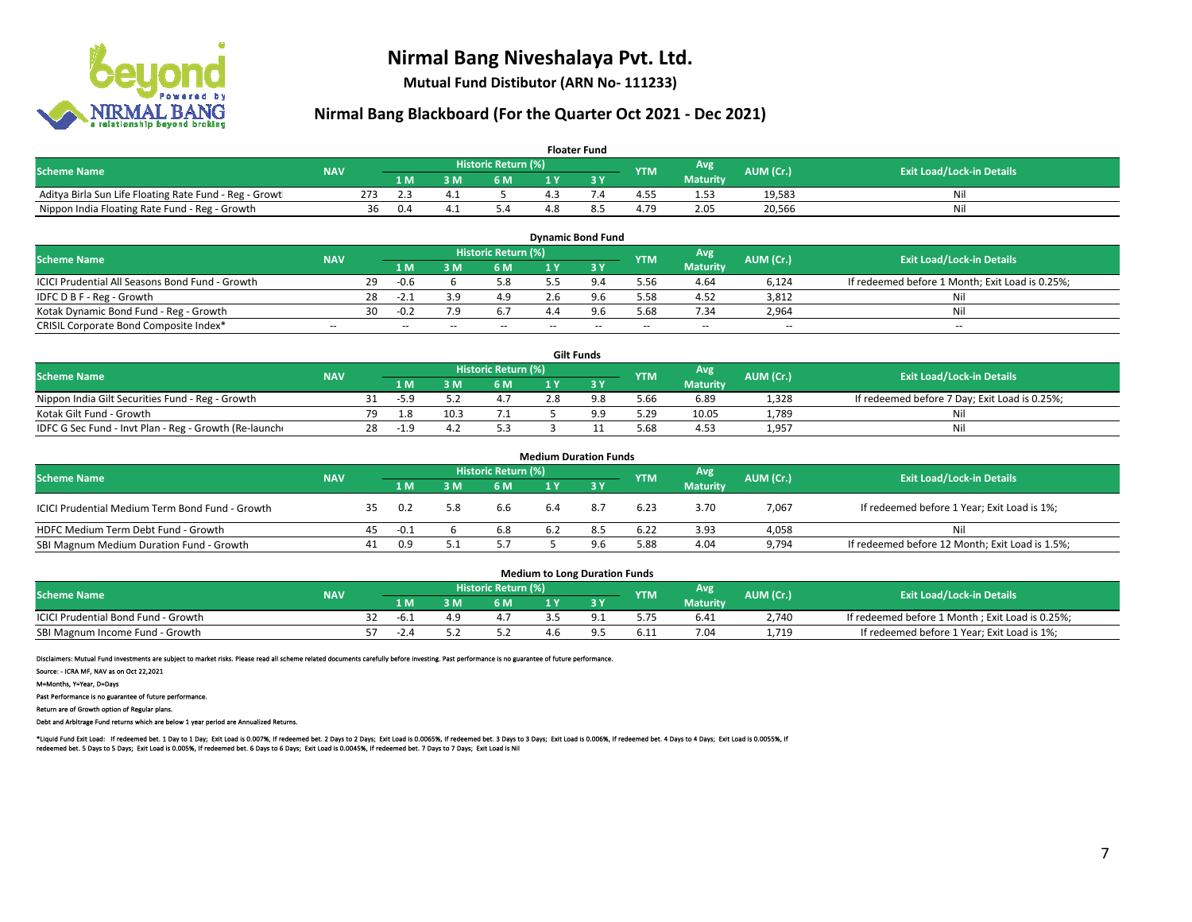# Nirmal Bang Niveshalaya Pvt. Ltd.

**Mutual Fund Distibutor (ARN No- 111233)**

## Nirmal Bang Blackboard (For the Quarter Oct 2021 - Dec 2021)

### Floater Fund

| Scheme Name | NAV | Historic Return (%) | | | | | YTM | Avg Maturity | AUM (Cr.) | Exit Load/Lock-in Details |
|---|---|---|---|---|---|---|---|---|---|---|
| | | 1 M | 3 M | 6 M | 1 Y | 3 Y | | | | |
| Aditya Birla Sun Life Floating Rate Fund - Reg - Growt | 273 | 2.3 | 4.1 | 5 | 4.3 | 7.4 | 4.55 | 1.53 | 19,583 | Nil |
| Nippon India Floating Rate Fund - Reg - Growth | 36 | 0.4 | 4.1 | 5.4 | 4.8 | 8.5 | 4.79 | 2.05 | 20,566 | Nil |

### Dynamic Bond Fund

| Scheme Name | NAV | Historic Return (%) | | | | | YTM | Avg Maturity | AUM (Cr.) | Exit Load/Lock-in Details |
|---|---|---|---|---|---|---|---|---|---|---|
| | | 1 M | 3 M | 6 M | 1 Y | 3 Y | | | | |
| ICICI Prudential All Seasons Bond Fund - Growth | 29 | -0.6 | 6 | 5.8 | 5.5 | 9.4 | 5.56 | 4.64 | 6,124 | If redeemed before 1 Month; Exit Load is 0.25%; |
| IDFC D B F - Reg - Growth | 28 | -2.1 | 3.9 | 4.9 | 2.6 | 9.6 | 5.58 | 4.52 | 3,812 | Nil |
| Kotak Dynamic Bond Fund - Reg - Growth | 30 | -0.2 | 7.9 | 6.7 | 4.4 | 9.6 | 5.68 | 7.34 | 2,964 | Nil |
| CRISIL Corporate Bond Composite Index* | -- | -- | -- | -- | -- | -- | -- | -- | -- | -- |

### Gilt Funds

| Scheme Name | NAV | Historic Return (%) | | | | | YTM | Avg Maturity | AUM (Cr.) | Exit Load/Lock-in Details |
|---|---|---|---|---|---|---|---|---|---|---|
| | | 1 M | 3 M | 6 M | 1 Y | 3 Y | | | | |
| Nippon India Gilt Securities Fund - Reg - Growth | 31 | -5.9 | 5.2 | 4.7 | 2.8 | 9.8 | 5.66 | 6.89 | 1,328 | If redeemed before 7 Day; Exit Load is 0.25%; |
| Kotak Gilt Fund - Growth | 79 | 1.8 | 10.3 | 7.1 | 5 | 9.9 | 5.29 | 10.05 | 1,789 | Nil |
| IDFC G Sec Fund - Invt Plan - Reg - Growth (Re-launch | 28 | -1.9 | 4.2 | 5.3 | 3 | 11 | 5.68 | 4.53 | 1,957 | Nil |

### Medium Duration Funds

| Scheme Name | NAV | Historic Return (%) | | | | | YTM | Avg Maturity | AUM (Cr.) | Exit Load/Lock-in Details |
|---|---|---|---|---|---|---|---|---|---|---|
| | | 1 M | 3 M | 6 M | 1 Y | 3 Y | | | | |
| ICICI Prudential Medium Term Bond Fund - Growth | 35 | 0.2 | 5.8 | 6.6 | 6.4 | 8.7 | 6.23 | 3.70 | 7,067 | If redeemed before 1 Year; Exit Load is 1%; |
| HDFC Medium Term Debt Fund - Growth | 45 | -0.1 | 6 | 6.8 | 6.2 | 8.5 | 6.22 | 3.93 | 4,058 | Nil |
| SBI Magnum Medium Duration Fund - Growth | 41 | 0.9 | 5.1 | 5.7 | 5 | 9.6 | 5.88 | 4.04 | 9,794 | If redeemed before 12 Month; Exit Load is 1.5%; |

### Medium to Long Duration Funds

| Scheme Name | NAV | Historic Return (%) | | | | | YTM | Avg Maturity | AUM (Cr.) | Exit Load/Lock-in Details |
|---|---|---|---|---|---|---|---|---|---|---|
| | | 1 M | 3 M | 6 M | 1 Y | 3 Y | | | | |
| ICICI Prudential Bond Fund - Growth | 32 | -6.1 | 4.9 | 4.7 | 3.5 | 9.1 | 5.75 | 6.41 | 2,740 | If redeemed before 1 Month ; Exit Load is 0.25%; |
| SBI Magnum Income Fund - Growth | 57 | -2.4 | 5.2 | 5.2 | 4.6 | 9.5 | 6.11 | 7.04 | 1,719 | If redeemed before 1 Year; Exit Load is 1%; |

Disclaimers: Mutual Fund investments are subject to market risks. Please read all scheme related documents carefully before investing. Past performance is no guarantee of future performance.

Source: - ICRA MF, NAV as on Oct 22,2021

M=Months, Y=Year, D=Days

Past Performance is no guarantee of future performance.

Return are of Growth option of Regular plans.

Debt and Arbitrage Fund returns which are below 1 year period are Annualized Returns.

*Liquid Fund Exit Load: If redeemed bet. 1 Day to 1 Day; Exit Load is 0.007%, If redeemed bet. 2 Days to 2 Days; Exit Load is 0.0065%, If redeemed bet. 3 Days to 3 Days; Exit Load is 0.006%, If redeemed bet. 4 Days to 4 Days; Exit Load is 0.0055%, If redeemed bet. 5 Days to 5 Days; Exit Load is 0.005%, If redeemed bet. 6 Days to 6 Days; Exit Load is 0.0045%, If redeemed bet. 7 Days to 7 Days; Exit Load is Nil